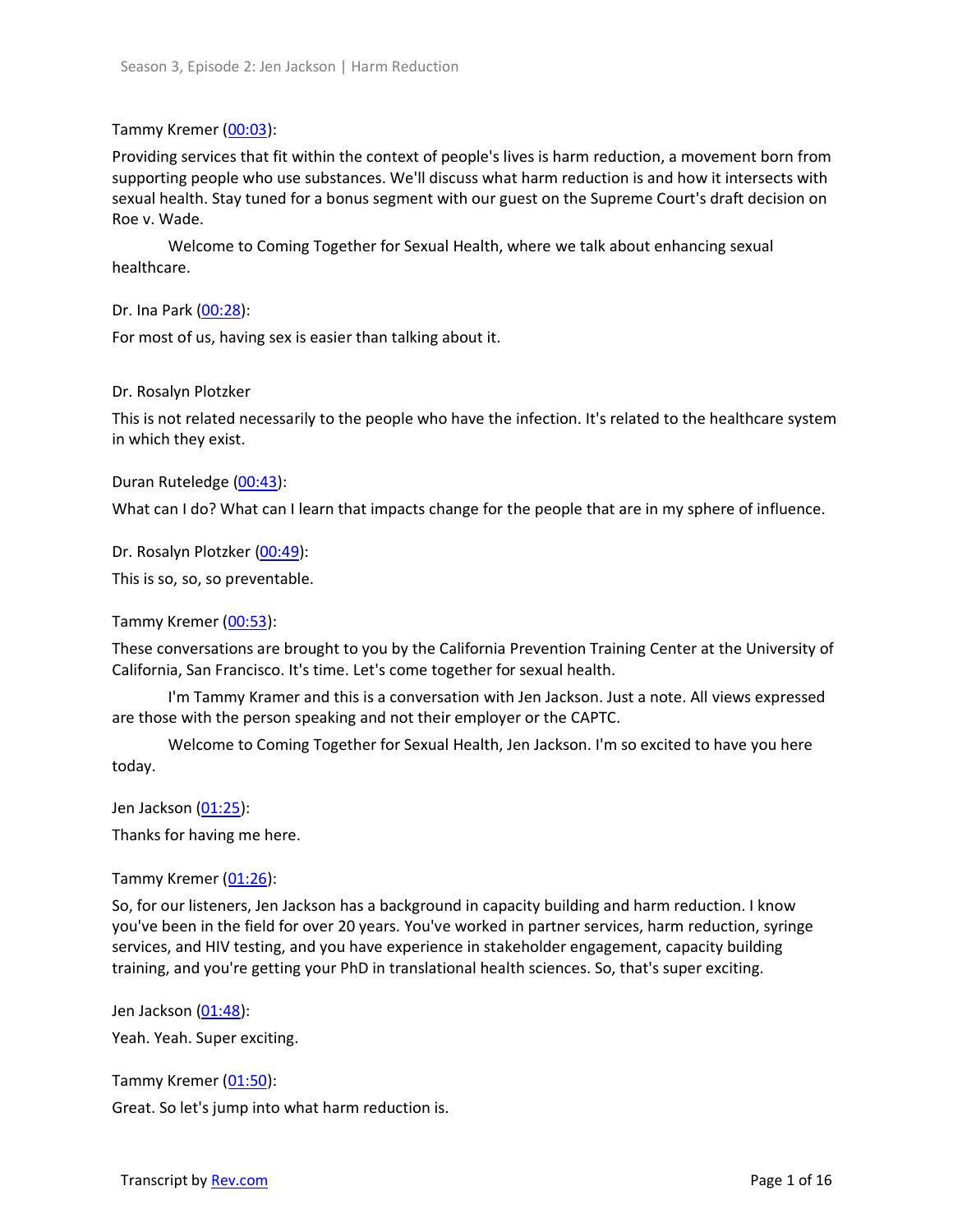Tammy Kremer (00:03):

Providing services that fit within the context of people's lives is harm reduction, a movement born from supporting people who use substances. We'll discuss what harm reduction is and how it intersects with sexual health. Stay tuned for a bonus segment with our guest on the Supreme Court's draft decision on Roe v. Wade.

Welcome to Coming Together for Sexual Health, where we talk about enhancing sexual healthcare.

Dr. Ina Park (00:28):

For most of us, having sex is easier than talking about it.

Dr. Rosalyn Plotzker

This is not related necessarily to the people who have the infection. It's related to the healthcare system in which they exist.

Duran Ruteledge (00:43):

What can I do? What can I learn that impacts change for the people that are in my sphere of influence.

Dr. Rosalyn Plotzker (00:49):

This is so, so, so preventable.

Tammy Kremer (00:53):

These conversations are brought to you by the California Prevention Training Center at the University of California, San Francisco. It's time. Let's come together for sexual health.

I'm Tammy Kramer and this is a conversation with Jen Jackson. Just a note. All views expressed are those with the person speaking and not their employer or the CAPTC.

Welcome to Coming Together for Sexual Health, Jen Jackson. I'm so excited to have you here today.

Jen Jackson (01:25):

Thanks for having me here.

Tammy Kremer (01:26):

So, for our listeners, Jen Jackson has a background in capacity building and harm reduction. I know you've been in the field for over 20 years. You've worked in partner services, harm reduction, syringe services, and HIV testing, and you have experience in stakeholder engagement, capacity building training, and you're getting your PhD in translational health sciences. So, that's super exciting.

Jen Jackson (01:48):

Yeah. Yeah. Super exciting.

Tammy Kremer (01:50):

Great. So let's jump into what harm reduction is.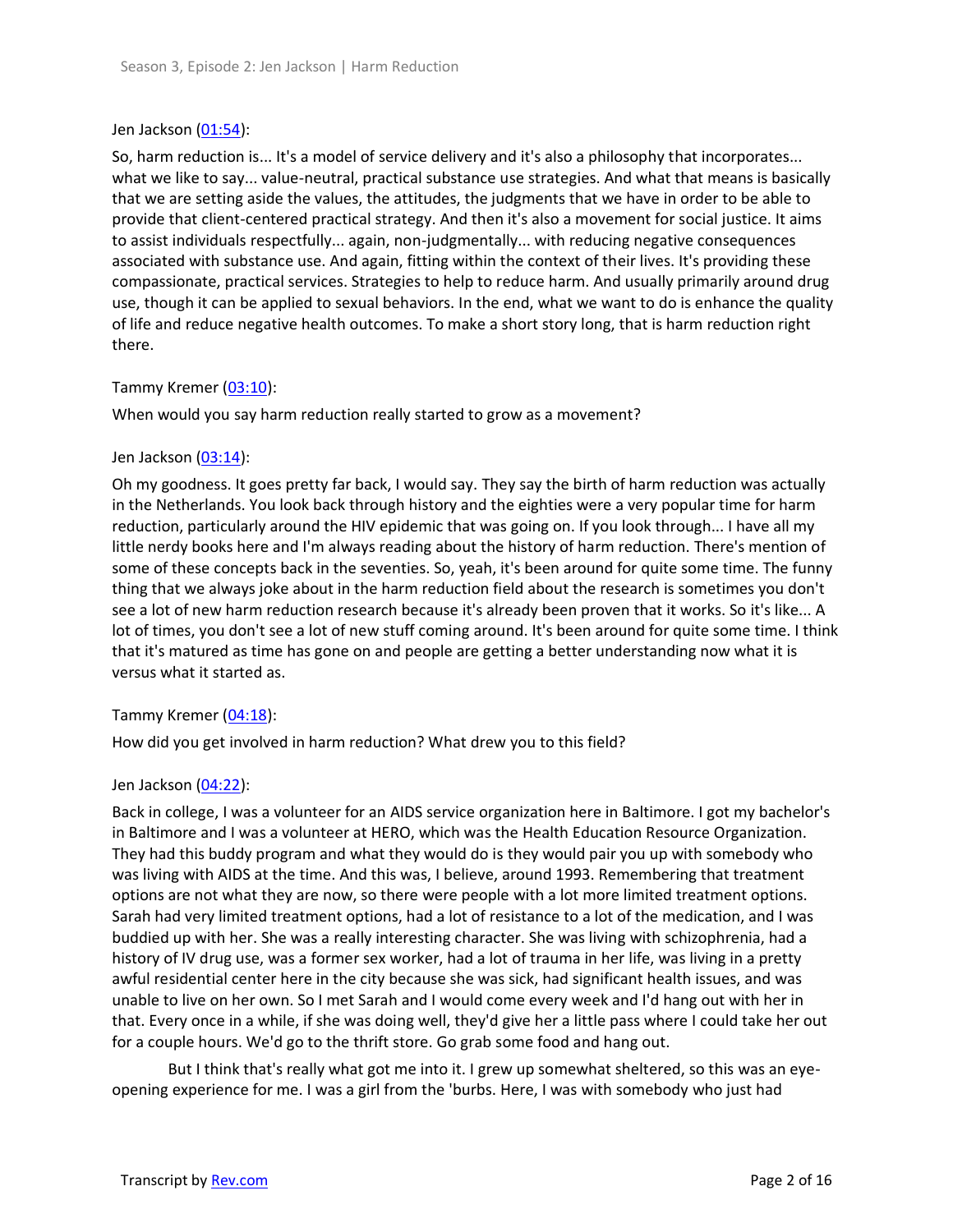Jen Jackson ([01:54](#)):

So, harm reduction is... It's a model of service delivery and it's also a philosophy that incorporates... what we like to say... value-neutral, practical substance use strategies. And what that means is basically that we are setting aside the values, the attitudes, the judgments that we have in order to be able to provide that client-centered practical strategy. And then it's also a movement for social justice. It aims to assist individuals respectfully... again, non-judgmentally... with reducing negative consequences associated with substance use. And again, fitting within the context of their lives. It's providing these compassionate, practical services. Strategies to help to reduce harm. And usually primarily around drug use, though it can be applied to sexual behaviors. In the end, what we want to do is enhance the quality of life and reduce negative health outcomes. To make a short story long, that is harm reduction right there.

Tammy Kremer ([03:10](#)):

When would you say harm reduction really started to grow as a movement?

Jen Jackson ([03:14](#)):

Oh my goodness. It goes pretty far back, I would say. They say the birth of harm reduction was actually in the Netherlands. You look back through history and the eighties were a very popular time for harm reduction, particularly around the HIV epidemic that was going on. If you look through... I have all my little nerdy books here and I'm always reading about the history of harm reduction. There's mention of some of these concepts back in the seventies. So, yeah, it's been around for quite some time. The funny thing that we always joke about in the harm reduction field about the research is sometimes you don't see a lot of new harm reduction research because it's already been proven that it works. So it's like... A lot of times, you don't see a lot of new stuff coming around. It's been around for quite some time. I think that it's matured as time has gone on and people are getting a better understanding now what it is versus what it started as.

Tammy Kremer ([04:18](#)):

How did you get involved in harm reduction? What drew you to this field?

Jen Jackson ([04:22](#)):

Back in college, I was a volunteer for an AIDS service organization here in Baltimore. I got my bachelor's in Baltimore and I was a volunteer at HERO, which was the Health Education Resource Organization. They had this buddy program and what they would do is they would pair you up with somebody who was living with AIDS at the time. And this was, I believe, around 1993. Remembering that treatment options are not what they are now, so there were people with a lot more limited treatment options. Sarah had very limited treatment options, had a lot of resistance to a lot of the medication, and I was buddied up with her. She was a really interesting character. She was living with schizophrenia, had a history of IV drug use, was a former sex worker, had a lot of trauma in her life, was living in a pretty awful residential center here in the city because she was sick, had significant health issues, and was unable to live on her own. So I met Sarah and I would come every week and I'd hang out with her in that. Every once in a while, if she was doing well, they'd give her a little pass where I could take her out for a couple hours. We'd go to the thrift store. Go grab some food and hang out.

But I think that's really what got me into it. I grew up somewhat sheltered, so this was an eye-opening experience for me. I was a girl from the 'burbs. Here, I was with somebody who just had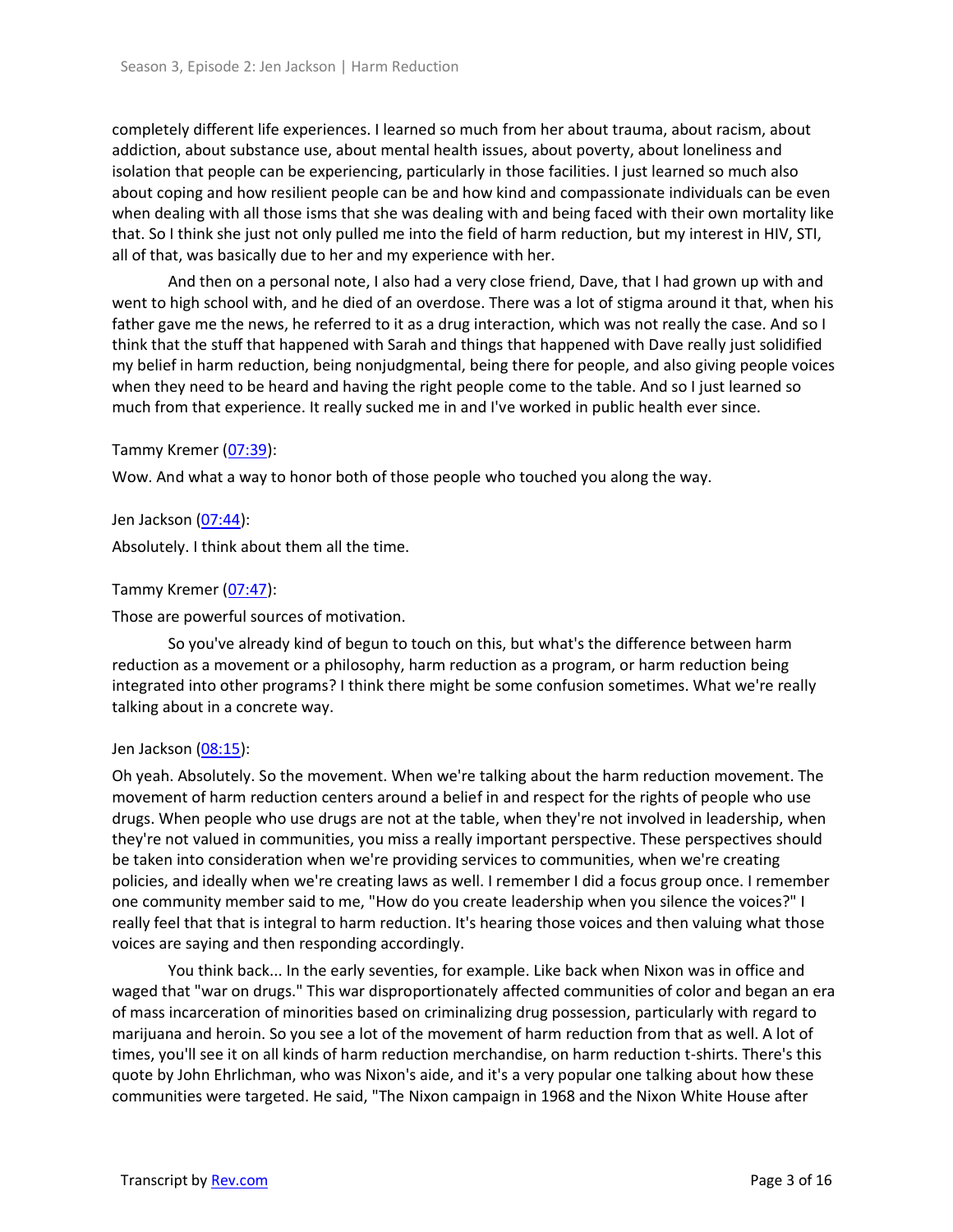completely different life experiences. I learned so much from her about trauma, about racism, about addiction, about substance use, about mental health issues, about poverty, about loneliness and isolation that people can be experiencing, particularly in those facilities. I just learned so much also about coping and how resilient people can be and how kind and compassionate individuals can be even when dealing with all those isms that she was dealing with and being faced with their own mortality like that. So I think she just not only pulled me into the field of harm reduction, but my interest in HIV, STI, all of that, was basically due to her and my experience with her.

And then on a personal note, I also had a very close friend, Dave, that I had grown up with and went to high school with, and he died of an overdose. There was a lot of stigma around it that, when his father gave me the news, he referred to it as a drug interaction, which was not really the case. And so I think that the stuff that happened with Sarah and things that happened with Dave really just solidified my belief in harm reduction, being nonjudgmental, being there for people, and also giving people voices when they need to be heard and having the right people come to the table. And so I just learned so much from that experience. It really sucked me in and I've worked in public health ever since.

Tammy Kremer ([07:39]):

Wow. And what a way to honor both of those people who touched you along the way.

Jen Jackson ([07:44]):

Absolutely. I think about them all the time.

Tammy Kremer ([07:47]):

Those are powerful sources of motivation.

So you've already kind of begun to touch on this, but what's the difference between harm reduction as a movement or a philosophy, harm reduction as a program, or harm reduction being integrated into other programs? I think there might be some confusion sometimes. What we're really talking about in a concrete way.

Jen Jackson ([08:15]):

Oh yeah. Absolutely. So the movement. When we're talking about the harm reduction movement. The movement of harm reduction centers around a belief in and respect for the rights of people who use drugs. When people who use drugs are not at the table, when they're not involved in leadership, when they're not valued in communities, you miss a really important perspective. These perspectives should be taken into consideration when we're providing services to communities, when we're creating policies, and ideally when we're creating laws as well. I remember I did a focus group once. I remember one community member said to me, "How do you create leadership when you silence the voices?" I really feel that that is integral to harm reduction. It's hearing those voices and then valuing what those voices are saying and then responding accordingly.

You think back... In the early seventies, for example. Like back when Nixon was in office and waged that "war on drugs." This war disproportionately affected communities of color and began an era of mass incarceration of minorities based on criminalizing drug possession, particularly with regard to marijuana and heroin. So you see a lot of the movement of harm reduction from that as well. A lot of times, you'll see it on all kinds of harm reduction merchandise, on harm reduction t-shirts. There's this quote by John Ehrlichman, who was Nixon's aide, and it's a very popular one talking about how these communities were targeted. He said, "The Nixon campaign in 1968 and the Nixon White House after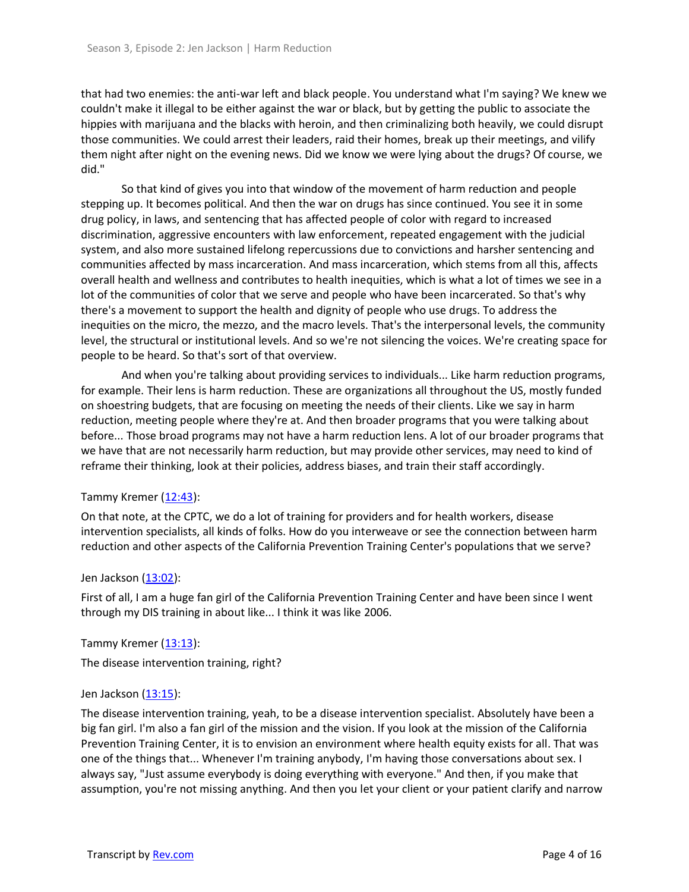that had two enemies: the anti-war left and black people. You understand what I'm saying? We knew we couldn't make it illegal to be either against the war or black, but by getting the public to associate the hippies with marijuana and the blacks with heroin, and then criminalizing both heavily, we could disrupt those communities. We could arrest their leaders, raid their homes, break up their meetings, and vilify them night after night on the evening news. Did we know we were lying about the drugs? Of course, we did."

So that kind of gives you into that window of the movement of harm reduction and people stepping up. It becomes political. And then the war on drugs has since continued. You see it in some drug policy, in laws, and sentencing that has affected people of color with regard to increased discrimination, aggressive encounters with law enforcement, repeated engagement with the judicial system, and also more sustained lifelong repercussions due to convictions and harsher sentencing and communities affected by mass incarceration. And mass incarceration, which stems from all this, affects overall health and wellness and contributes to health inequities, which is what a lot of times we see in a lot of the communities of color that we serve and people who have been incarcerated. So that's why there's a movement to support the health and dignity of people who use drugs. To address the inequities on the micro, the mezzo, and the macro levels. That's the interpersonal levels, the community level, the structural or institutional levels. And so we're not silencing the voices. We're creating space for people to be heard. So that's sort of that overview.

And when you're talking about providing services to individuals... Like harm reduction programs, for example. Their lens is harm reduction. These are organizations all throughout the US, mostly funded on shoestring budgets, that are focusing on meeting the needs of their clients. Like we say in harm reduction, meeting people where they're at. And then broader programs that you were talking about before... Those broad programs may not have a harm reduction lens. A lot of our broader programs that we have that are not necessarily harm reduction, but may provide other services, may need to kind of reframe their thinking, look at their policies, address biases, and train their staff accordingly.

Tammy Kremer ([12:43](https://www.rev.com)):

On that note, at the CPTC, we do a lot of training for providers and for health workers, disease intervention specialists, all kinds of folks. How do you interweave or see the connection between harm reduction and other aspects of the California Prevention Training Center's populations that we serve?

Jen Jackson ([13:02](https://www.rev.com)):

First of all, I am a huge fan girl of the California Prevention Training Center and have been since I went through my DIS training in about like... I think it was like 2006.

Tammy Kremer ([13:13](https://www.rev.com)):

The disease intervention training, right?

Jen Jackson ([13:15](https://www.rev.com)):

The disease intervention training, yeah, to be a disease intervention specialist. Absolutely have been a big fan girl. I'm also a fan girl of the mission and the vision. If you look at the mission of the California Prevention Training Center, it is to envision an environment where health equity exists for all. That was one of the things that... Whenever I'm training anybody, I'm having those conversations about sex. I always say, "Just assume everybody is doing everything with everyone." And then, if you make that assumption, you're not missing anything. And then you let your client or your patient clarify and narrow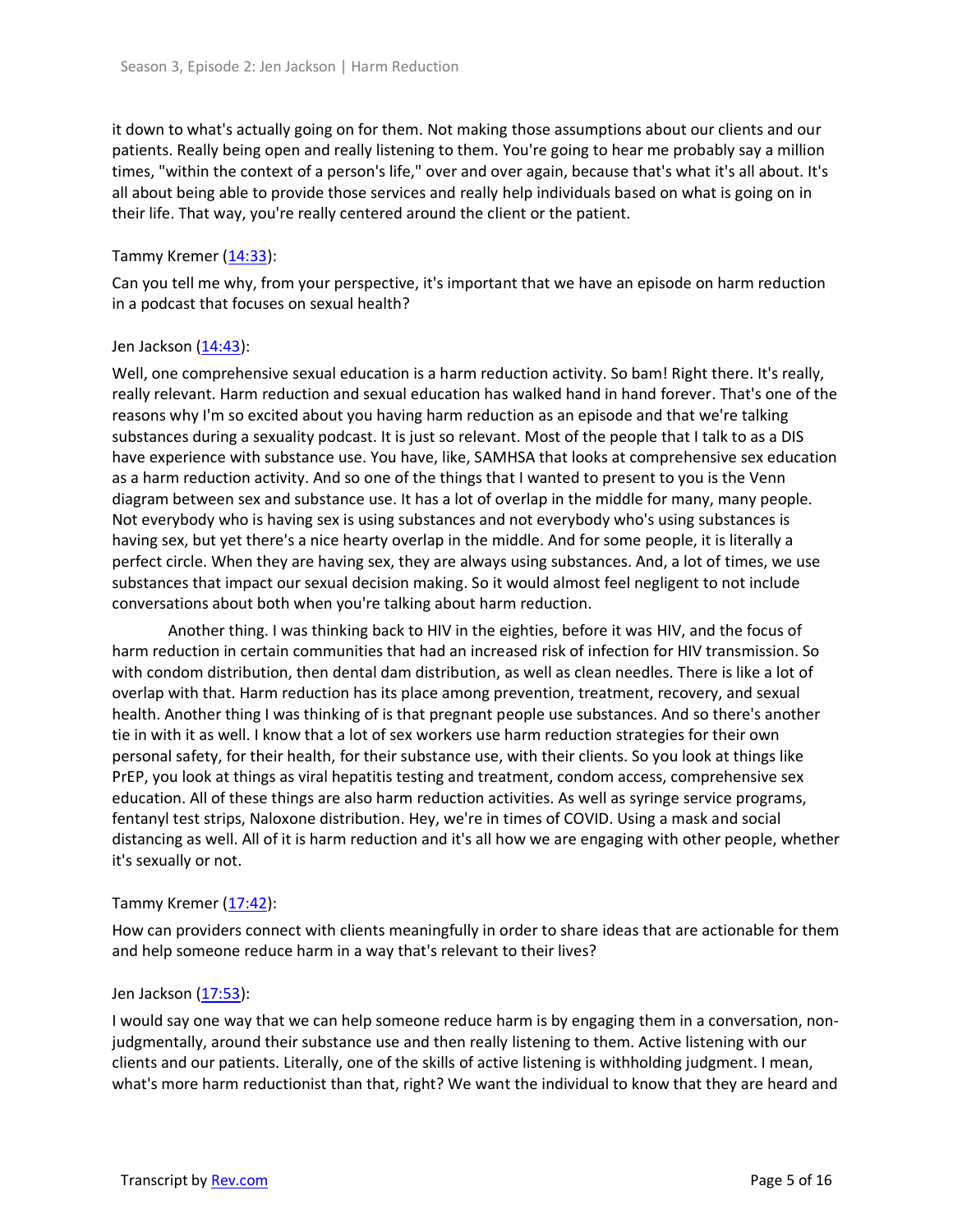it down to what's actually going on for them. Not making those assumptions about our clients and our patients. Really being open and really listening to them. You're going to hear me probably say a million times, "within the context of a person's life," over and over again, because that's what it's all about. It's all about being able to provide those services and really help individuals based on what is going on in their life. That way, you're really centered around the client or the patient.

Tammy Kremer ([14:33](14:33)):

Can you tell me why, from your perspective, it's important that we have an episode on harm reduction in a podcast that focuses on sexual health?

Jen Jackson ([14:43](14:43)):

Well, one comprehensive sexual education is a harm reduction activity. So bam! Right there. It's really, really relevant. Harm reduction and sexual education has walked hand in hand forever. That's one of the reasons why I'm so excited about you having harm reduction as an episode and that we're talking substances during a sexuality podcast. It is just so relevant. Most of the people that I talk to as a DIS have experience with substance use. You have, like, SAMHSA that looks at comprehensive sex education as a harm reduction activity. And so one of the things that I wanted to present to you is the Venn diagram between sex and substance use. It has a lot of overlap in the middle for many, many people. Not everybody who is having sex is using substances and not everybody who's using substances is having sex, but yet there's a nice hearty overlap in the middle. And for some people, it is literally a perfect circle. When they are having sex, they are always using substances. And, a lot of times, we use substances that impact our sexual decision making. So it would almost feel negligent to not include conversations about both when you're talking about harm reduction.

Another thing. I was thinking back to HIV in the eighties, before it was HIV, and the focus of harm reduction in certain communities that had an increased risk of infection for HIV transmission. So with condom distribution, then dental dam distribution, as well as clean needles. There is like a lot of overlap with that. Harm reduction has its place among prevention, treatment, recovery, and sexual health. Another thing I was thinking of is that pregnant people use substances. And so there's another tie in with it as well. I know that a lot of sex workers use harm reduction strategies for their own personal safety, for their health, for their substance use, with their clients. So you look at things like PrEP, you look at things as viral hepatitis testing and treatment, condom access, comprehensive sex education. All of these things are also harm reduction activities. As well as syringe service programs, fentanyl test strips, Naloxone distribution. Hey, we're in times of COVID. Using a mask and social distancing as well. All of it is harm reduction and it's all how we are engaging with other people, whether it's sexually or not.

Tammy Kremer ([17:42](17:42)):

How can providers connect with clients meaningfully in order to share ideas that are actionable for them and help someone reduce harm in a way that's relevant to their lives?

Jen Jackson ([17:53](17:53)):

I would say one way that we can help someone reduce harm is by engaging them in a conversation, non-judgmentally, around their substance use and then really listening to them. Active listening with our clients and our patients. Literally, one of the skills of active listening is withholding judgment. I mean, what's more harm reductionist than that, right? We want the individual to know that they are heard and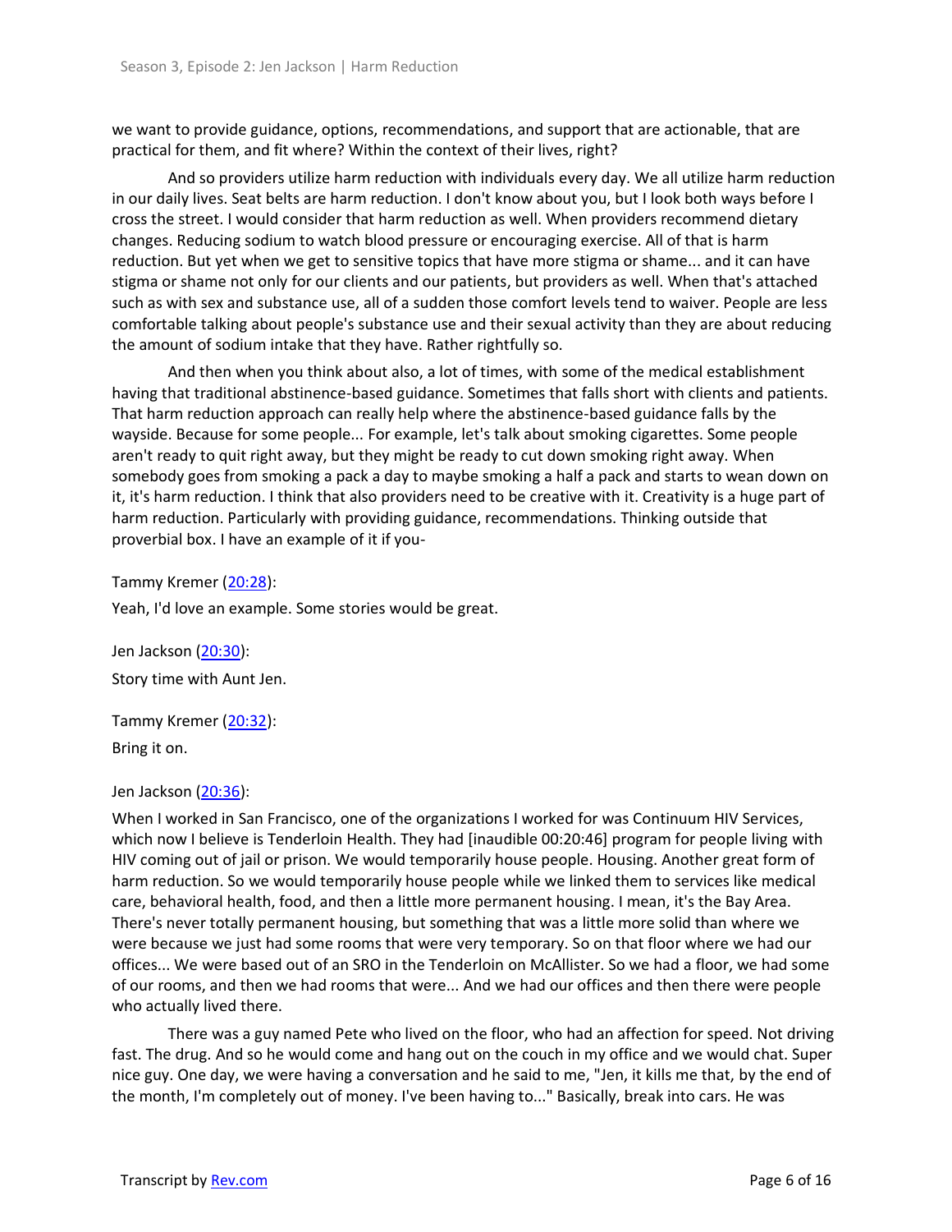we want to provide guidance, options, recommendations, and support that are actionable, that are practical for them, and fit where? Within the context of their lives, right?

And so providers utilize harm reduction with individuals every day. We all utilize harm reduction in our daily lives. Seat belts are harm reduction. I don't know about you, but I look both ways before I cross the street. I would consider that harm reduction as well. When providers recommend dietary changes. Reducing sodium to watch blood pressure or encouraging exercise. All of that is harm reduction. But yet when we get to sensitive topics that have more stigma or shame... and it can have stigma or shame not only for our clients and our patients, but providers as well. When that's attached such as with sex and substance use, all of a sudden those comfort levels tend to waiver. People are less comfortable talking about people's substance use and their sexual activity than they are about reducing the amount of sodium intake that they have. Rather rightfully so.

And then when you think about also, a lot of times, with some of the medical establishment having that traditional abstinence-based guidance. Sometimes that falls short with clients and patients. That harm reduction approach can really help where the abstinence-based guidance falls by the wayside. Because for some people... For example, let's talk about smoking cigarettes. Some people aren't ready to quit right away, but they might be ready to cut down smoking right away. When somebody goes from smoking a pack a day to maybe smoking a half a pack and starts to wean down on it, it's harm reduction. I think that also providers need to be creative with it. Creativity is a huge part of harm reduction. Particularly with providing guidance, recommendations. Thinking outside that proverbial box. I have an example of it if you-

Tammy Kremer ([20:28](#)):

Yeah, I'd love an example. Some stories would be great.

Jen Jackson ([20:30](#)):

Story time with Aunt Jen.

Tammy Kremer ([20:32](#)):

Bring it on.

Jen Jackson ([20:36](#)):

When I worked in San Francisco, one of the organizations I worked for was Continuum HIV Services, which now I believe is Tenderloin Health. They had [inaudible 00:20:46] program for people living with HIV coming out of jail or prison. We would temporarily house people. Housing. Another great form of harm reduction. So we would temporarily house people while we linked them to services like medical care, behavioral health, food, and then a little more permanent housing. I mean, it's the Bay Area. There's never totally permanent housing, but something that was a little more solid than where we were because we just had some rooms that were very temporary. So on that floor where we had our offices... We were based out of an SRO in the Tenderloin on McAllister. So we had a floor, we had some of our rooms, and then we had rooms that were... And we had our offices and then there were people who actually lived there.

There was a guy named Pete who lived on the floor, who had an affection for speed. Not driving fast. The drug. And so he would come and hang out on the couch in my office and we would chat. Super nice guy. One day, we were having a conversation and he said to me, "Jen, it kills me that, by the end of the month, I'm completely out of money. I've been having to..." Basically, break into cars. He was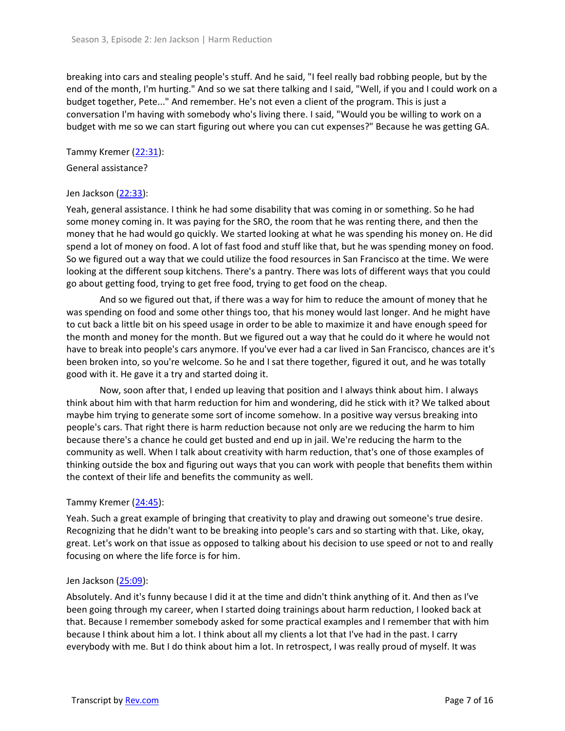breaking into cars and stealing people's stuff. And he said, "I feel really bad robbing people, but by the end of the month, I'm hurting." And so we sat there talking and I said, "Well, if you and I could work on a budget together, Pete..." And remember. He's not even a client of the program. This is just a conversation I'm having with somebody who's living there. I said, "Would you be willing to work on a budget with me so we can start figuring out where you can cut expenses?" Because he was getting GA.

Tammy Kremer (22:31):

General assistance?

Jen Jackson (22:33):

Yeah, general assistance. I think he had some disability that was coming in or something. So he had some money coming in. It was paying for the SRO, the room that he was renting there, and then the money that he had would go quickly. We started looking at what he was spending his money on. He did spend a lot of money on food. A lot of fast food and stuff like that, but he was spending money on food. So we figured out a way that we could utilize the food resources in San Francisco at the time. We were looking at the different soup kitchens. There's a pantry. There was lots of different ways that you could go about getting food, trying to get free food, trying to get food on the cheap.

And so we figured out that, if there was a way for him to reduce the amount of money that he was spending on food and some other things too, that his money would last longer. And he might have to cut back a little bit on his speed usage in order to be able to maximize it and have enough speed for the month and money for the month. But we figured out a way that he could do it where he would not have to break into people's cars anymore. If you've ever had a car lived in San Francisco, chances are it's been broken into, so you're welcome. So he and I sat there together, figured it out, and he was totally good with it. He gave it a try and started doing it.

Now, soon after that, I ended up leaving that position and I always think about him. I always think about him with that harm reduction for him and wondering, did he stick with it? We talked about maybe him trying to generate some sort of income somehow. In a positive way versus breaking into people's cars. That right there is harm reduction because not only are we reducing the harm to him because there's a chance he could get busted and end up in jail. We're reducing the harm to the community as well. When I talk about creativity with harm reduction, that's one of those examples of thinking outside the box and figuring out ways that you can work with people that benefits them within the context of their life and benefits the community as well.

Tammy Kremer (24:45):

Yeah. Such a great example of bringing that creativity to play and drawing out someone's true desire. Recognizing that he didn't want to be breaking into people's cars and so starting with that. Like, okay, great. Let's work on that issue as opposed to talking about his decision to use speed or not to and really focusing on where the life force is for him.

Jen Jackson (25:09):

Absolutely. And it's funny because I did it at the time and didn't think anything of it. And then as I've been going through my career, when I started doing trainings about harm reduction, I looked back at that. Because I remember somebody asked for some practical examples and I remember that with him because I think about him a lot. I think about all my clients a lot that I've had in the past. I carry everybody with me. But I do think about him a lot. In retrospect, I was really proud of myself. It was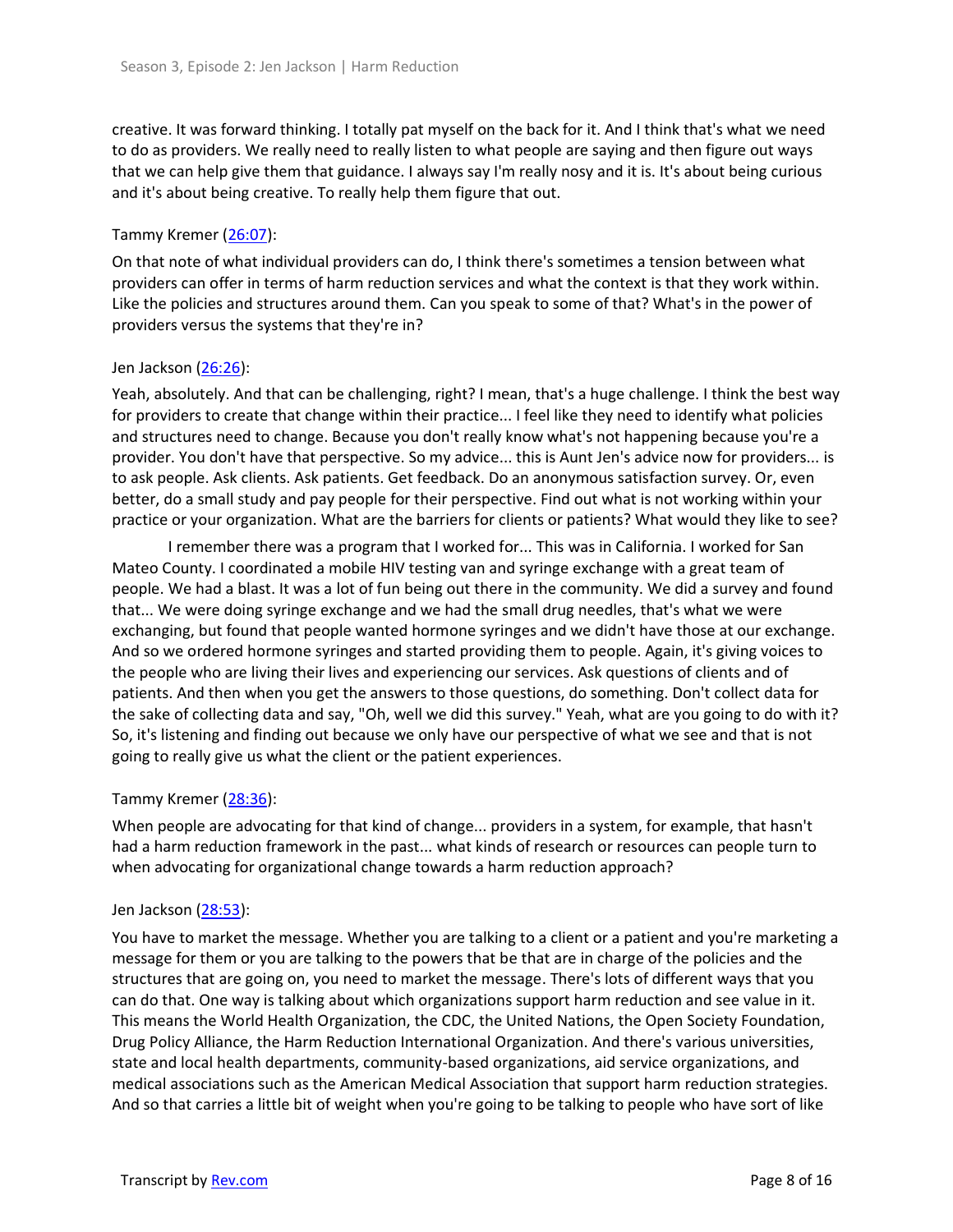creative. It was forward thinking. I totally pat myself on the back for it. And I think that's what we need to do as providers. We really need to really listen to what people are saying and then figure out ways that we can help give them that guidance. I always say I'm really nosy and it is. It's about being curious and it's about being creative. To really help them figure that out.

Tammy Kremer ([26:07](26:07)):

On that note of what individual providers can do, I think there's sometimes a tension between what providers can offer in terms of harm reduction services and what the context is that they work within. Like the policies and structures around them. Can you speak to some of that? What's in the power of providers versus the systems that they're in?

Jen Jackson ([26:26](26:26)):

Yeah, absolutely. And that can be challenging, right? I mean, that's a huge challenge. I think the best way for providers to create that change within their practice... I feel like they need to identify what policies and structures need to change. Because you don't really know what's not happening because you're a provider. You don't have that perspective. So my advice... this is Aunt Jen's advice now for providers... is to ask people. Ask clients. Ask patients. Get feedback. Do an anonymous satisfaction survey. Or, even better, do a small study and pay people for their perspective. Find out what is not working within your practice or your organization. What are the barriers for clients or patients? What would they like to see?

I remember there was a program that I worked for... This was in California. I worked for San Mateo County. I coordinated a mobile HIV testing van and syringe exchange with a great team of people. We had a blast. It was a lot of fun being out there in the community. We did a survey and found that... We were doing syringe exchange and we had the small drug needles, that's what we were exchanging, but found that people wanted hormone syringes and we didn't have those at our exchange. And so we ordered hormone syringes and started providing them to people. Again, it's giving voices to the people who are living their lives and experiencing our services. Ask questions of clients and of patients. And then when you get the answers to those questions, do something. Don't collect data for the sake of collecting data and say, "Oh, well we did this survey." Yeah, what are you going to do with it? So, it's listening and finding out because we only have our perspective of what we see and that is not going to really give us what the client or the patient experiences.

Tammy Kremer ([28:36](28:36)):

When people are advocating for that kind of change... providers in a system, for example, that hasn't had a harm reduction framework in the past... what kinds of research or resources can people turn to when advocating for organizational change towards a harm reduction approach?

Jen Jackson ([28:53](28:53)):

You have to market the message. Whether you are talking to a client or a patient and you're marketing a message for them or you are talking to the powers that be that are in charge of the policies and the structures that are going on, you need to market the message. There's lots of different ways that you can do that. One way is talking about which organizations support harm reduction and see value in it. This means the World Health Organization, the CDC, the United Nations, the Open Society Foundation, Drug Policy Alliance, the Harm Reduction International Organization. And there's various universities, state and local health departments, community-based organizations, aid service organizations, and medical associations such as the American Medical Association that support harm reduction strategies. And so that carries a little bit of weight when you're going to be talking to people who have sort of like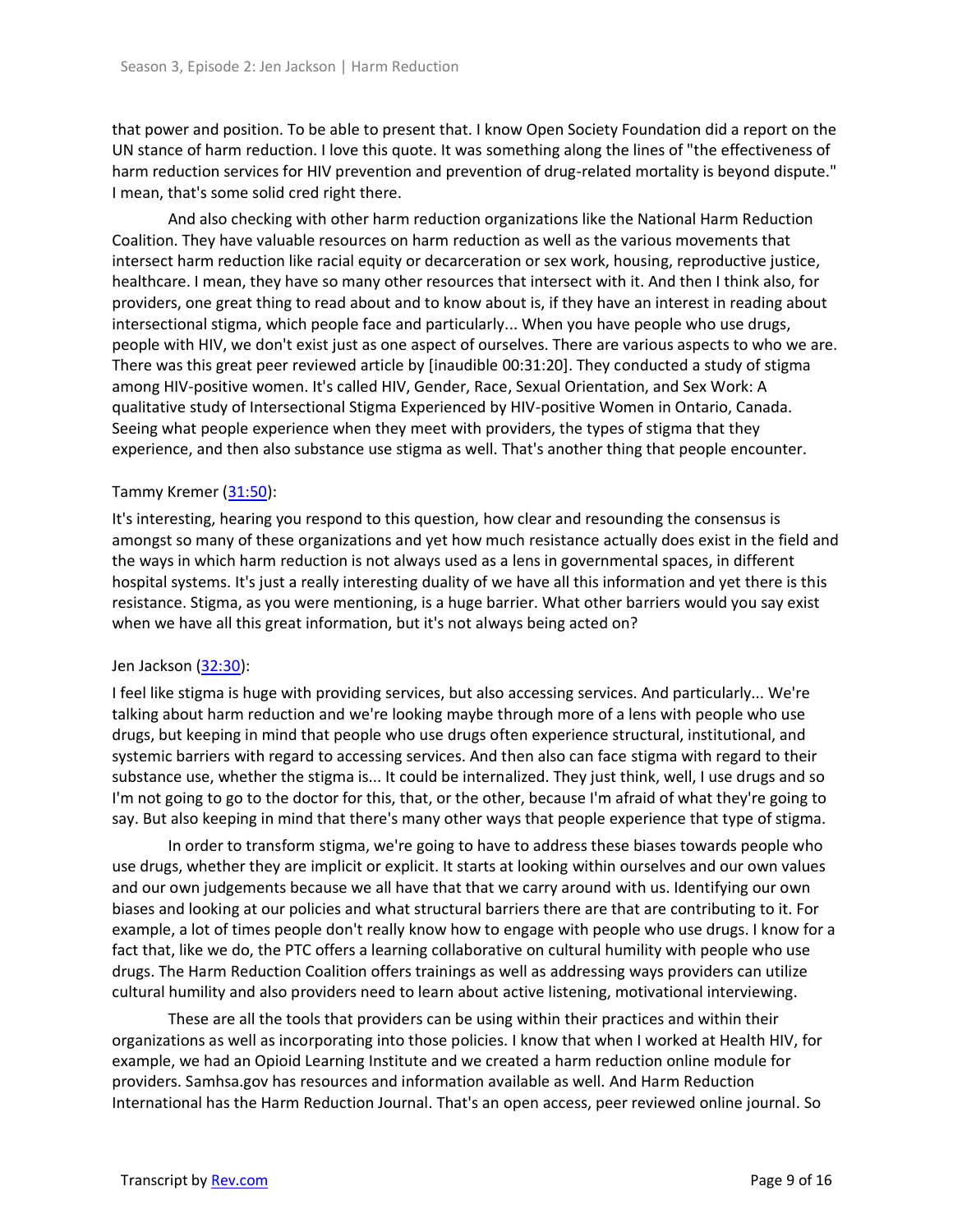that power and position. To be able to present that. I know Open Society Foundation did a report on the UN stance of harm reduction. I love this quote. It was something along the lines of "the effectiveness of harm reduction services for HIV prevention and prevention of drug-related mortality is beyond dispute." I mean, that's some solid cred right there.

And also checking with other harm reduction organizations like the National Harm Reduction Coalition. They have valuable resources on harm reduction as well as the various movements that intersect harm reduction like racial equity or decarceration or sex work, housing, reproductive justice, healthcare. I mean, they have so many other resources that intersect with it. And then I think also, for providers, one great thing to read about and to know about is, if they have an interest in reading about intersectional stigma, which people face and particularly... When you have people who use drugs, people with HIV, we don't exist just as one aspect of ourselves. There are various aspects to who we are. There was this great peer reviewed article by [inaudible 00:31:20]. They conducted a study of stigma among HIV-positive women. It's called HIV, Gender, Race, Sexual Orientation, and Sex Work: A qualitative study of Intersectional Stigma Experienced by HIV-positive Women in Ontario, Canada. Seeing what people experience when they meet with providers, the types of stigma that they experience, and then also substance use stigma as well. That's another thing that people encounter.

Tammy Kremer (31:50):

It's interesting, hearing you respond to this question, how clear and resounding the consensus is amongst so many of these organizations and yet how much resistance actually does exist in the field and the ways in which harm reduction is not always used as a lens in governmental spaces, in different hospital systems. It's just a really interesting duality of we have all this information and yet there is this resistance. Stigma, as you were mentioning, is a huge barrier. What other barriers would you say exist when we have all this great information, but it's not always being acted on?

Jen Jackson (32:30):

I feel like stigma is huge with providing services, but also accessing services. And particularly... We're talking about harm reduction and we're looking maybe through more of a lens with people who use drugs, but keeping in mind that people who use drugs often experience structural, institutional, and systemic barriers with regard to accessing services. And then also can face stigma with regard to their substance use, whether the stigma is... It could be internalized. They just think, well, I use drugs and so I'm not going to go to the doctor for this, that, or the other, because I'm afraid of what they're going to say. But also keeping in mind that there's many other ways that people experience that type of stigma.

In order to transform stigma, we're going to have to address these biases towards people who use drugs, whether they are implicit or explicit. It starts at looking within ourselves and our own values and our own judgements because we all have that that we carry around with us. Identifying our own biases and looking at our policies and what structural barriers there are that are contributing to it. For example, a lot of times people don't really know how to engage with people who use drugs. I know for a fact that, like we do, the PTC offers a learning collaborative on cultural humility with people who use drugs. The Harm Reduction Coalition offers trainings as well as addressing ways providers can utilize cultural humility and also providers need to learn about active listening, motivational interviewing.

These are all the tools that providers can be using within their practices and within their organizations as well as incorporating into those policies. I know that when I worked at Health HIV, for example, we had an Opioid Learning Institute and we created a harm reduction online module for providers. Samhsa.gov has resources and information available as well. And Harm Reduction International has the Harm Reduction Journal. That's an open access, peer reviewed online journal. So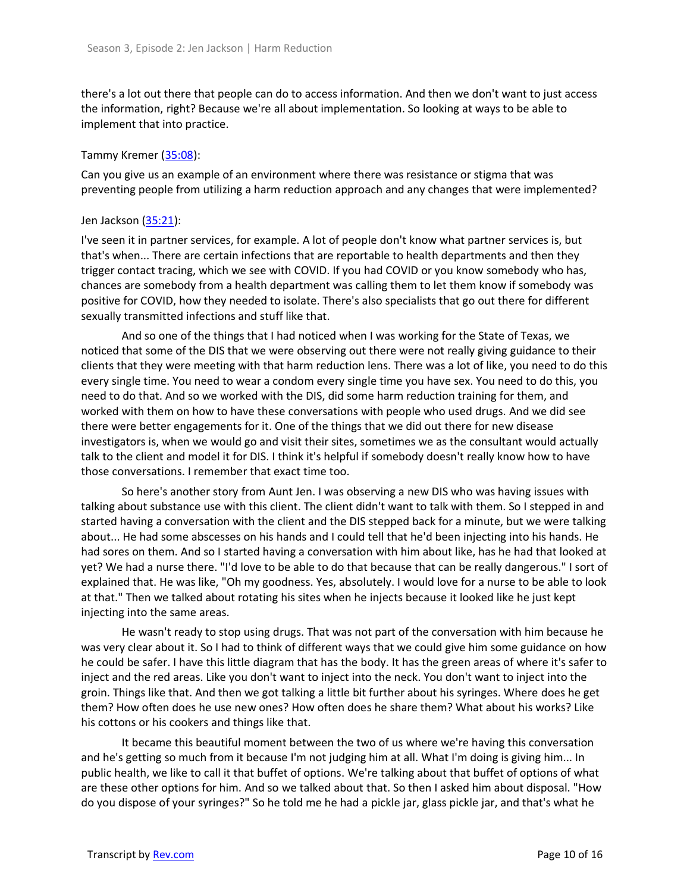there's a lot out there that people can do to access information. And then we don't want to just access the information, right? Because we're all about implementation. So looking at ways to be able to implement that into practice.

Tammy Kremer ([35:08](#)):

Can you give us an example of an environment where there was resistance or stigma that was preventing people from utilizing a harm reduction approach and any changes that were implemented?

Jen Jackson ([35:21](#)):

I've seen it in partner services, for example. A lot of people don't know what partner services is, but that's when... There are certain infections that are reportable to health departments and then they trigger contact tracing, which we see with COVID. If you had COVID or you know somebody who has, chances are somebody from a health department was calling them to let them know if somebody was positive for COVID, how they needed to isolate. There's also specialists that go out there for different sexually transmitted infections and stuff like that.

And so one of the things that I had noticed when I was working for the State of Texas, we noticed that some of the DIS that we were observing out there were not really giving guidance to their clients that they were meeting with that harm reduction lens. There was a lot of like, you need to do this every single time. You need to wear a condom every single time you have sex. You need to do this, you need to do that. And so we worked with the DIS, did some harm reduction training for them, and worked with them on how to have these conversations with people who used drugs. And we did see there were better engagements for it. One of the things that we did out there for new disease investigators is, when we would go and visit their sites, sometimes we as the consultant would actually talk to the client and model it for DIS. I think it's helpful if somebody doesn't really know how to have those conversations. I remember that exact time too.

So here's another story from Aunt Jen. I was observing a new DIS who was having issues with talking about substance use with this client. The client didn't want to talk with them. So I stepped in and started having a conversation with the client and the DIS stepped back for a minute, but we were talking about... He had some abscesses on his hands and I could tell that he'd been injecting into his hands. He had sores on them. And so I started having a conversation with him about like, has he had that looked at yet? We had a nurse there. "I'd love to be able to do that because that can be really dangerous." I sort of explained that. He was like, "Oh my goodness. Yes, absolutely. I would love for a nurse to be able to look at that." Then we talked about rotating his sites when he injects because it looked like he just kept injecting into the same areas.

He wasn't ready to stop using drugs. That was not part of the conversation with him because he was very clear about it. So I had to think of different ways that we could give him some guidance on how he could be safer. I have this little diagram that has the body. It has the green areas of where it's safer to inject and the red areas. Like you don't want to inject into the neck. You don't want to inject into the groin. Things like that. And then we got talking a little bit further about his syringes. Where does he get them? How often does he use new ones? How often does he share them? What about his works? Like his cottons or his cookers and things like that.

It became this beautiful moment between the two of us where we're having this conversation and he's getting so much from it because I'm not judging him at all. What I'm doing is giving him... In public health, we like to call it that buffet of options. We're talking about that buffet of options of what are these other options for him. And so we talked about that. So then I asked him about disposal. "How do you dispose of your syringes?" So he told me he had a pickle jar, glass pickle jar, and that's what he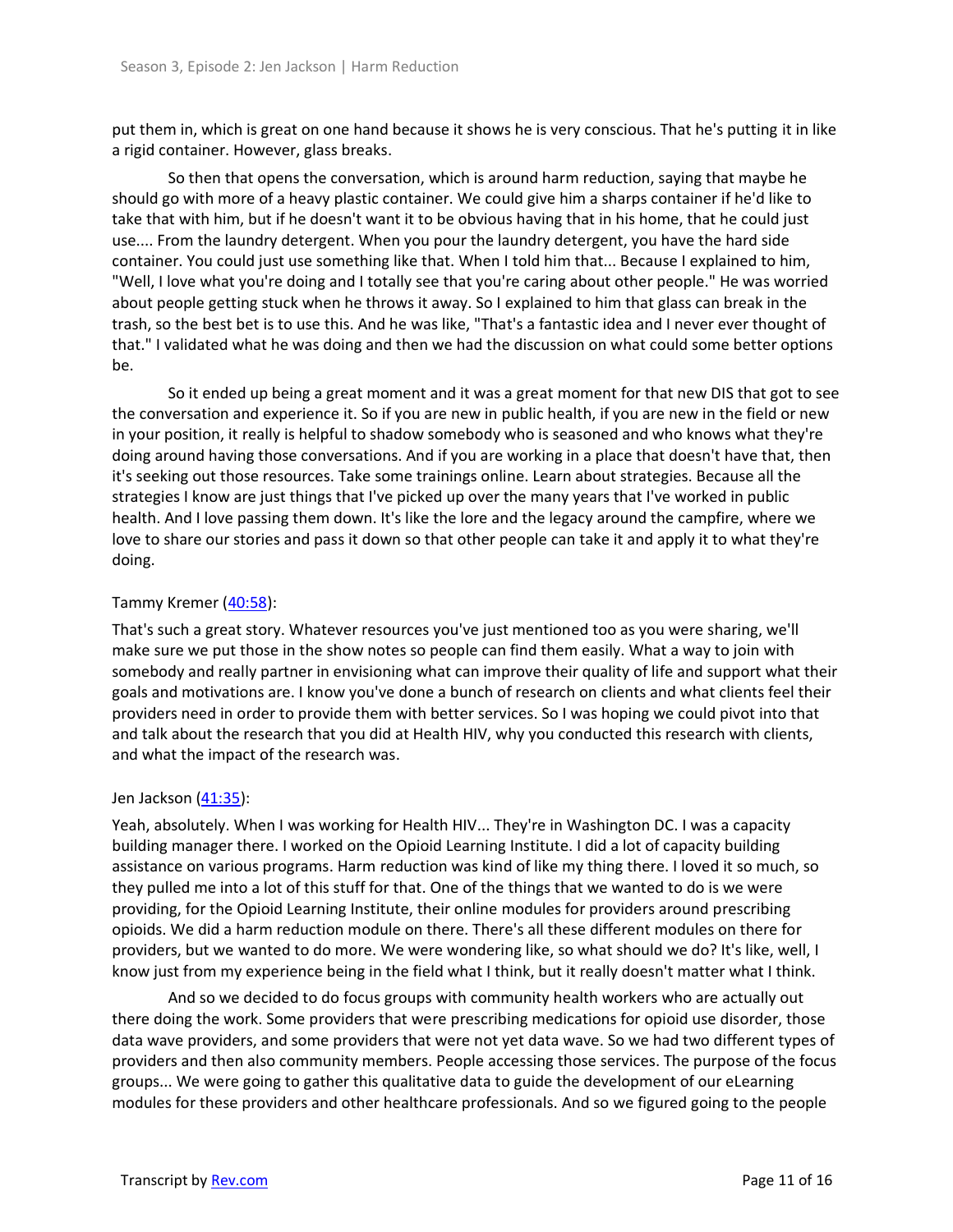put them in, which is great on one hand because it shows he is very conscious. That he's putting it in like a rigid container. However, glass breaks.

So then that opens the conversation, which is around harm reduction, saying that maybe he should go with more of a heavy plastic container. We could give him a sharps container if he'd like to take that with him, but if he doesn't want it to be obvious having that in his home, that he could just use.... From the laundry detergent. When you pour the laundry detergent, you have the hard side container. You could just use something like that. When I told him that... Because I explained to him, "Well, I love what you're doing and I totally see that you're caring about other people." He was worried about people getting stuck when he throws it away. So I explained to him that glass can break in the trash, so the best bet is to use this. And he was like, "That's a fantastic idea and I never ever thought of that." I validated what he was doing and then we had the discussion on what could some better options be.

So it ended up being a great moment and it was a great moment for that new DIS that got to see the conversation and experience it. So if you are new in public health, if you are new in the field or new in your position, it really is helpful to shadow somebody who is seasoned and who knows what they're doing around having those conversations. And if you are working in a place that doesn't have that, then it's seeking out those resources. Take some trainings online. Learn about strategies. Because all the strategies I know are just things that I've picked up over the many years that I've worked in public health. And I love passing them down. It's like the lore and the legacy around the campfire, where we love to share our stories and pass it down so that other people can take it and apply it to what they're doing.

Tammy Kremer ([40:58]):

That's such a great story. Whatever resources you've just mentioned too as you were sharing, we'll make sure we put those in the show notes so people can find them easily. What a way to join with somebody and really partner in envisioning what can improve their quality of life and support what their goals and motivations are. I know you've done a bunch of research on clients and what clients feel their providers need in order to provide them with better services. So I was hoping we could pivot into that and talk about the research that you did at Health HIV, why you conducted this research with clients, and what the impact of the research was.

Jen Jackson ([41:35]):

Yeah, absolutely. When I was working for Health HIV... They're in Washington DC. I was a capacity building manager there. I worked on the Opioid Learning Institute. I did a lot of capacity building assistance on various programs. Harm reduction was kind of like my thing there. I loved it so much, so they pulled me into a lot of this stuff for that. One of the things that we wanted to do is we were providing, for the Opioid Learning Institute, their online modules for providers around prescribing opioids. We did a harm reduction module on there. There's all these different modules on there for providers, but we wanted to do more. We were wondering like, so what should we do? It's like, well, I know just from my experience being in the field what I think, but it really doesn't matter what I think.

And so we decided to do focus groups with community health workers who are actually out there doing the work. Some providers that were prescribing medications for opioid use disorder, those data wave providers, and some providers that were not yet data wave. So we had two different types of providers and then also community members. People accessing those services. The purpose of the focus groups... We were going to gather this qualitative data to guide the development of our eLearning modules for these providers and other healthcare professionals. And so we figured going to the people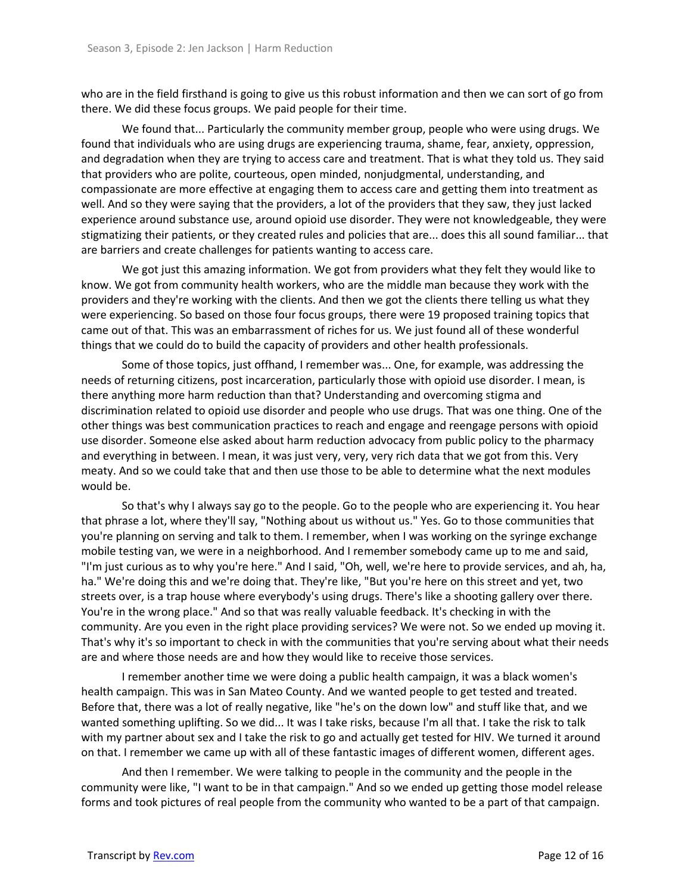who are in the field firsthand is going to give us this robust information and then we can sort of go from there. We did these focus groups. We paid people for their time.

We found that... Particularly the community member group, people who were using drugs. We found that individuals who are using drugs are experiencing trauma, shame, fear, anxiety, oppression, and degradation when they are trying to access care and treatment. That is what they told us. They said that providers who are polite, courteous, open minded, nonjudgmental, understanding, and compassionate are more effective at engaging them to access care and getting them into treatment as well. And so they were saying that the providers, a lot of the providers that they saw, they just lacked experience around substance use, around opioid use disorder. They were not knowledgeable, they were stigmatizing their patients, or they created rules and policies that are... does this all sound familiar... that are barriers and create challenges for patients wanting to access care.

We got just this amazing information. We got from providers what they felt they would like to know. We got from community health workers, who are the middle man because they work with the providers and they're working with the clients. And then we got the clients there telling us what they were experiencing. So based on those four focus groups, there were 19 proposed training topics that came out of that. This was an embarrassment of riches for us. We just found all of these wonderful things that we could do to build the capacity of providers and other health professionals.

Some of those topics, just offhand, I remember was... One, for example, was addressing the needs of returning citizens, post incarceration, particularly those with opioid use disorder. I mean, is there anything more harm reduction than that? Understanding and overcoming stigma and discrimination related to opioid use disorder and people who use drugs. That was one thing. One of the other things was best communication practices to reach and engage and reengage persons with opioid use disorder. Someone else asked about harm reduction advocacy from public policy to the pharmacy and everything in between. I mean, it was just very, very, very rich data that we got from this. Very meaty. And so we could take that and then use those to be able to determine what the next modules would be.

So that's why I always say go to the people. Go to the people who are experiencing it. You hear that phrase a lot, where they'll say, "Nothing about us without us." Yes. Go to those communities that you're planning on serving and talk to them. I remember, when I was working on the syringe exchange mobile testing van, we were in a neighborhood. And I remember somebody came up to me and said, "I'm just curious as to why you're here." And I said, "Oh, well, we're here to provide services, and ah, ha, ha." We're doing this and we're doing that. They're like, "But you're here on this street and yet, two streets over, is a trap house where everybody's using drugs. There's like a shooting gallery over there. You're in the wrong place." And so that was really valuable feedback. It's checking in with the community. Are you even in the right place providing services? We were not. So we ended up moving it. That's why it's so important to check in with the communities that you're serving about what their needs are and where those needs are and how they would like to receive those services.

I remember another time we were doing a public health campaign, it was a black women's health campaign. This was in San Mateo County. And we wanted people to get tested and treated. Before that, there was a lot of really negative, like "he's on the down low" and stuff like that, and we wanted something uplifting. So we did... It was I take risks, because I'm all that. I take the risk to talk with my partner about sex and I take the risk to go and actually get tested for HIV. We turned it around on that. I remember we came up with all of these fantastic images of different women, different ages.

And then I remember. We were talking to people in the community and the people in the community were like, "I want to be in that campaign." And so we ended up getting those model release forms and took pictures of real people from the community who wanted to be a part of that campaign.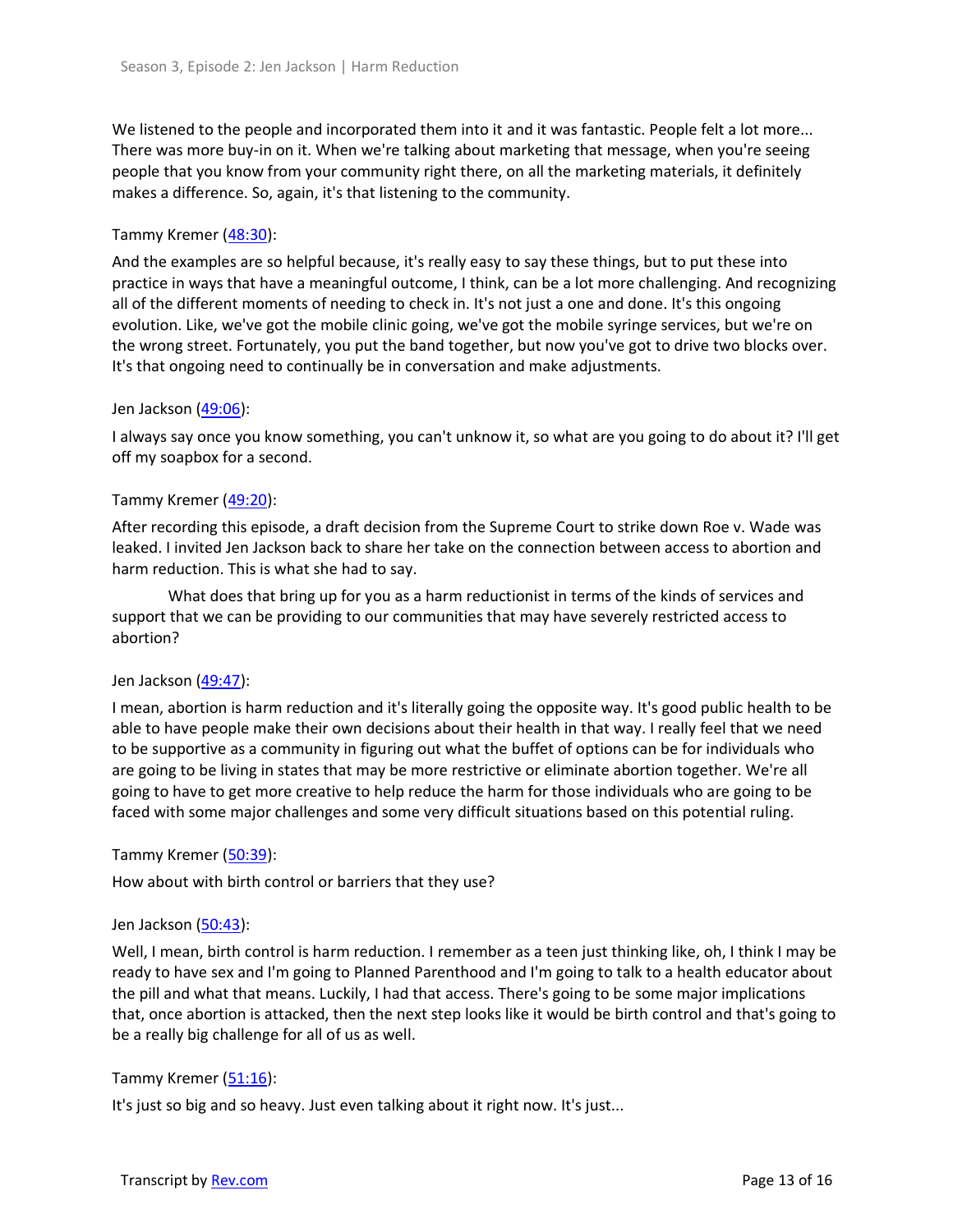We listened to the people and incorporated them into it and it was fantastic. People felt a lot more... There was more buy-in on it. When we're talking about marketing that message, when you're seeing people that you know from your community right there, on all the marketing materials, it definitely makes a difference. So, again, it's that listening to the community.

Tammy Kremer ([48:30](#)):

And the examples are so helpful because, it's really easy to say these things, but to put these into practice in ways that have a meaningful outcome, I think, can be a lot more challenging. And recognizing all of the different moments of needing to check in. It's not just a one and done. It's this ongoing evolution. Like, we've got the mobile clinic going, we've got the mobile syringe services, but we're on the wrong street. Fortunately, you put the band together, but now you've got to drive two blocks over. It's that ongoing need to continually be in conversation and make adjustments.

Jen Jackson ([49:06](#)):

I always say once you know something, you can't unknow it, so what are you going to do about it? I'll get off my soapbox for a second.

Tammy Kremer ([49:20](#)):

After recording this episode, a draft decision from the Supreme Court to strike down Roe v. Wade was leaked. I invited Jen Jackson back to share her take on the connection between access to abortion and harm reduction. This is what she had to say.

What does that bring up for you as a harm reductionist in terms of the kinds of services and support that we can be providing to our communities that may have severely restricted access to abortion?

Jen Jackson ([49:47](#)):

I mean, abortion is harm reduction and it's literally going the opposite way. It's good public health to be able to have people make their own decisions about their health in that way. I really feel that we need to be supportive as a community in figuring out what the buffet of options can be for individuals who are going to be living in states that may be more restrictive or eliminate abortion together. We're all going to have to get more creative to help reduce the harm for those individuals who are going to be faced with some major challenges and some very difficult situations based on this potential ruling.

Tammy Kremer ([50:39](#)):

How about with birth control or barriers that they use?

Jen Jackson ([50:43](#)):

Well, I mean, birth control is harm reduction. I remember as a teen just thinking like, oh, I think I may be ready to have sex and I'm going to Planned Parenthood and I'm going to talk to a health educator about the pill and what that means. Luckily, I had that access. There's going to be some major implications that, once abortion is attacked, then the next step looks like it would be birth control and that's going to be a really big challenge for all of us as well.

Tammy Kremer ([51:16](#)):

It's just so big and so heavy. Just even talking about it right now. It's just...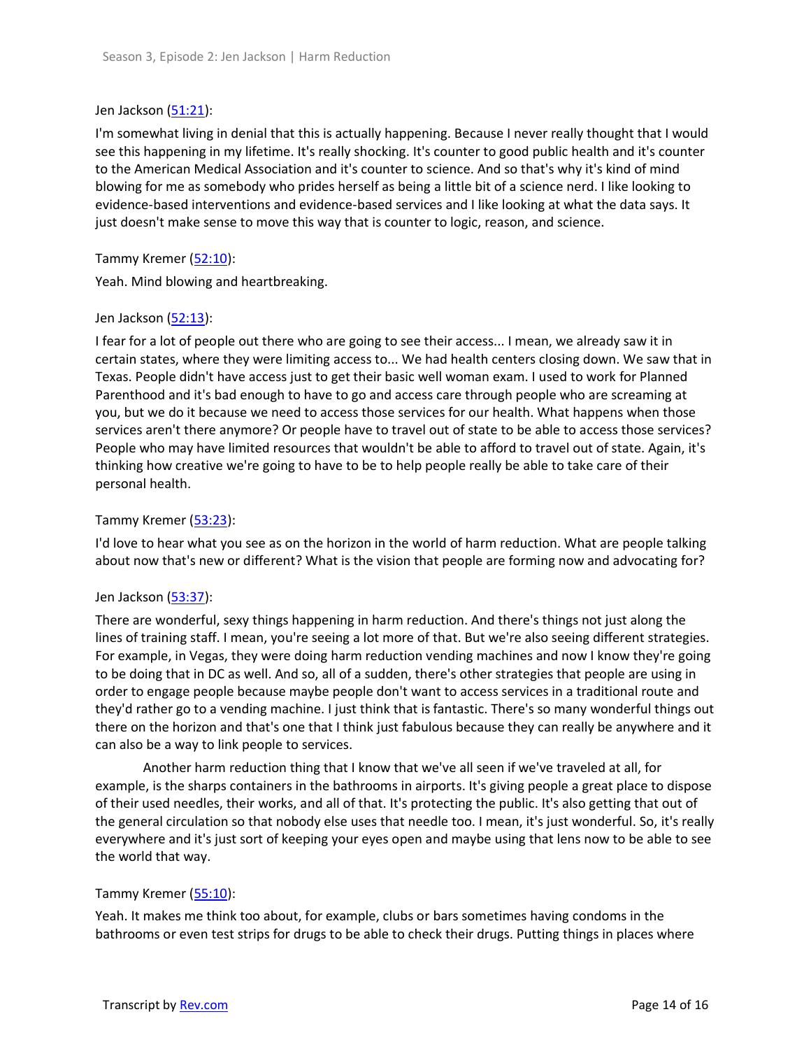Jen Jackson ([51:21](#)):

I'm somewhat living in denial that this is actually happening. Because I never really thought that I would see this happening in my lifetime. It's really shocking. It's counter to good public health and it's counter to the American Medical Association and it's counter to science. And so that's why it's kind of mind blowing for me as somebody who prides herself as being a little bit of a science nerd. I like looking to evidence-based interventions and evidence-based services and I like looking at what the data says. It just doesn't make sense to move this way that is counter to logic, reason, and science.

Tammy Kremer ([52:10](#)):

Yeah. Mind blowing and heartbreaking.

Jen Jackson ([52:13](#)):

I fear for a lot of people out there who are going to see their access... I mean, we already saw it in certain states, where they were limiting access to... We had health centers closing down. We saw that in Texas. People didn't have access just to get their basic well woman exam. I used to work for Planned Parenthood and it's bad enough to have to go and access care through people who are screaming at you, but we do it because we need to access those services for our health. What happens when those services aren't there anymore? Or people have to travel out of state to be able to access those services? People who may have limited resources that wouldn't be able to afford to travel out of state. Again, it's thinking how creative we're going to have to be to help people really be able to take care of their personal health.

Tammy Kremer ([53:23](#)):

I'd love to hear what you see as on the horizon in the world of harm reduction. What are people talking about now that's new or different? What is the vision that people are forming now and advocating for?

Jen Jackson ([53:37](#)):

There are wonderful, sexy things happening in harm reduction. And there's things not just along the lines of training staff. I mean, you're seeing a lot more of that. But we're also seeing different strategies. For example, in Vegas, they were doing harm reduction vending machines and now I know they're going to be doing that in DC as well. And so, all of a sudden, there's other strategies that people are using in order to engage people because maybe people don't want to access services in a traditional route and they'd rather go to a vending machine. I just think that is fantastic. There's so many wonderful things out there on the horizon and that's one that I think just fabulous because they can really be anywhere and it can also be a way to link people to services.

Another harm reduction thing that I know that we've all seen if we've traveled at all, for example, is the sharps containers in the bathrooms in airports. It's giving people a great place to dispose of their used needles, their works, and all of that. It's protecting the public. It's also getting that out of the general circulation so that nobody else uses that needle too. I mean, it's just wonderful. So, it's really everywhere and it's just sort of keeping your eyes open and maybe using that lens now to be able to see the world that way.

Tammy Kremer ([55:10](#)):

Yeah. It makes me think too about, for example, clubs or bars sometimes having condoms in the bathrooms or even test strips for drugs to be able to check their drugs. Putting things in places where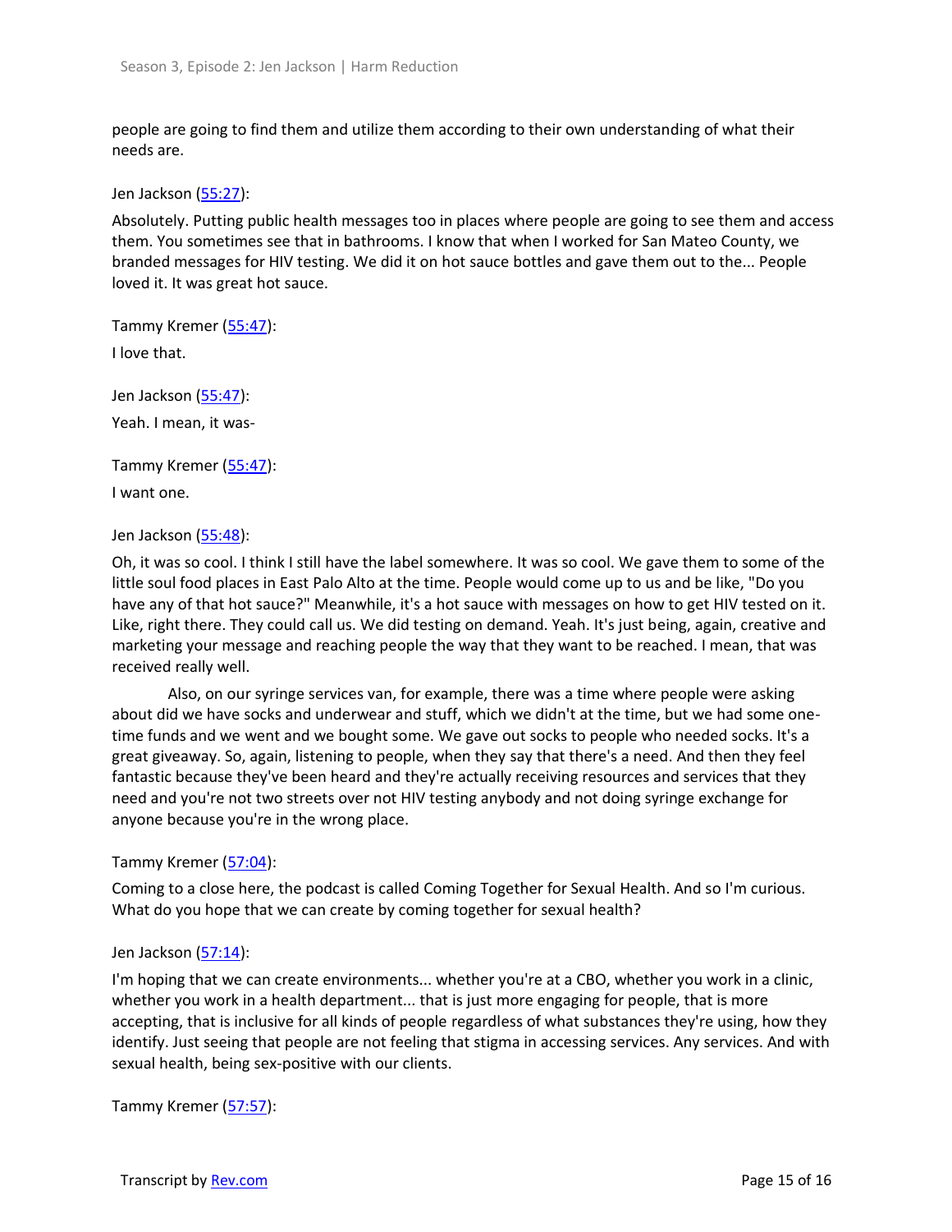people are going to find them and utilize them according to their own understanding of what their needs are.

Jen Jackson ([55:27](#)):

Absolutely. Putting public health messages too in places where people are going to see them and access them. You sometimes see that in bathrooms. I know that when I worked for San Mateo County, we branded messages for HIV testing. We did it on hot sauce bottles and gave them out to the... People loved it. It was great hot sauce.

Tammy Kremer ([55:47](#)):

I love that.

Jen Jackson ([55:47](#)):

Yeah. I mean, it was-

Tammy Kremer ([55:47](#)):

I want one.

Jen Jackson ([55:48](#)):

Oh, it was so cool. I think I still have the label somewhere. It was so cool. We gave them to some of the little soul food places in East Palo Alto at the time. People would come up to us and be like, "Do you have any of that hot sauce?" Meanwhile, it's a hot sauce with messages on how to get HIV tested on it. Like, right there. They could call us. We did testing on demand. Yeah. It's just being, again, creative and marketing your message and reaching people the way that they want to be reached. I mean, that was received really well.

Also, on our syringe services van, for example, there was a time where people were asking about did we have socks and underwear and stuff, which we didn't at the time, but we had some one-time funds and we went and we bought some. We gave out socks to people who needed socks. It's a great giveaway. So, again, listening to people, when they say that there's a need. And then they feel fantastic because they've been heard and they're actually receiving resources and services that they need and you're not two streets over not HIV testing anybody and not doing syringe exchange for anyone because you're in the wrong place.

Tammy Kremer ([57:04](#)):

Coming to a close here, the podcast is called Coming Together for Sexual Health. And so I'm curious. What do you hope that we can create by coming together for sexual health?

Jen Jackson ([57:14](#)):

I'm hoping that we can create environments... whether you're at a CBO, whether you work in a clinic, whether you work in a health department... that is just more engaging for people, that is more accepting, that is inclusive for all kinds of people regardless of what substances they're using, how they identify. Just seeing that people are not feeling that stigma in accessing services. Any services. And with sexual health, being sex-positive with our clients.

Tammy Kremer ([57:57](#)):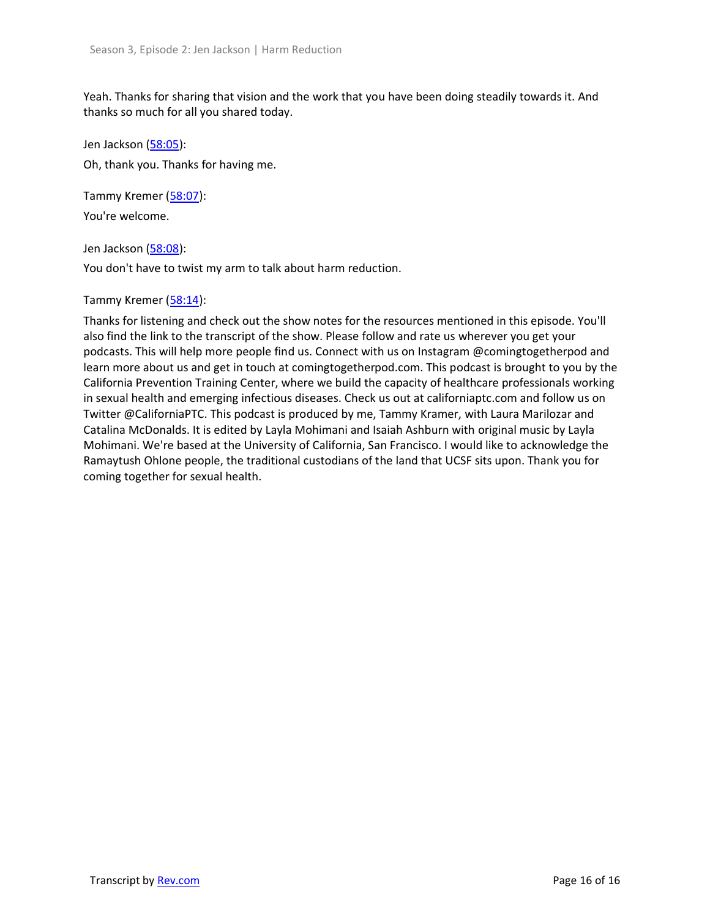Yeah. Thanks for sharing that vision and the work that you have been doing steadily towards it. And thanks so much for all you shared today.

Jen Jackson ([58:05](#)):

Oh, thank you. Thanks for having me.

Tammy Kremer ([58:07](#)):

You're welcome.

Jen Jackson ([58:08](#)):

You don't have to twist my arm to talk about harm reduction.

Tammy Kremer ([58:14](#)):

Thanks for listening and check out the show notes for the resources mentioned in this episode. You'll also find the link to the transcript of the show. Please follow and rate us wherever you get your podcasts. This will help more people find us. Connect with us on Instagram @comingtogetherpod and learn more about us and get in touch at comingtogetherpod.com. This podcast is brought to you by the California Prevention Training Center, where we build the capacity of healthcare professionals working in sexual health and emerging infectious diseases. Check us out at californiaptc.com and follow us on Twitter @CaliforniaPTC. This podcast is produced by me, Tammy Kramer, with Laura Marilozar and Catalina McDonalds. It is edited by Layla Mohimani and Isaiah Ashburn with original music by Layla Mohimani. We're based at the University of California, San Francisco. I would like to acknowledge the Ramaytush Ohlone people, the traditional custodians of the land that UCSF sits upon. Thank you for coming together for sexual health.